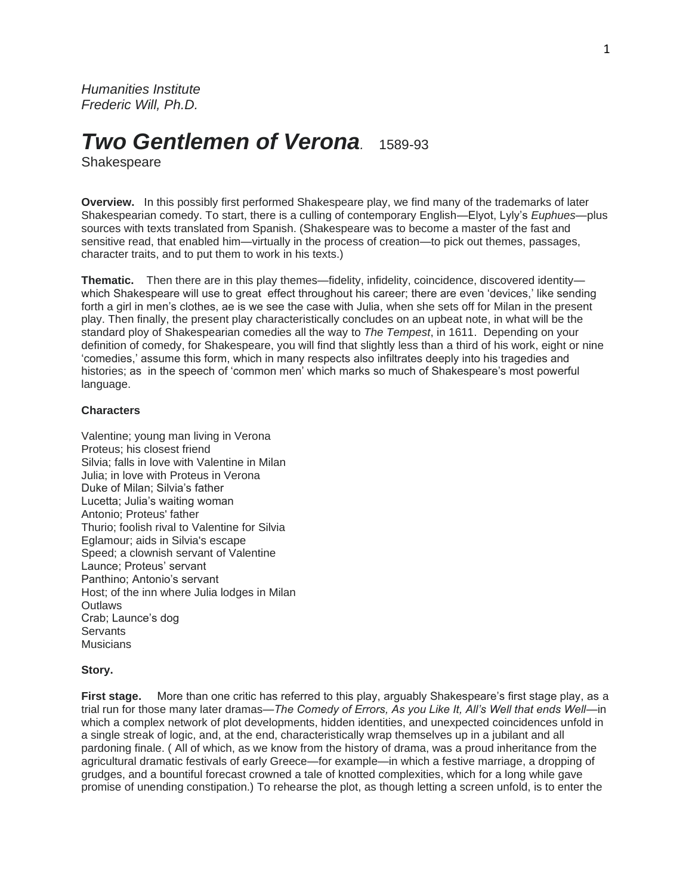*Humanities Institute*
*Frederic Will, Ph.D.*

# ***Two Gentlemen of Verona.*** 1589-93

Shakespeare

**Overview.** In this possibly first performed Shakespeare play, we find many of the trademarks of later Shakespearian comedy. To start, there is a culling of contemporary English—Elyot, Lyly's *Euphues*—plus sources with texts translated from Spanish. (Shakespeare was to become a master of the fast and sensitive read, that enabled him—virtually in the process of creation—to pick out themes, passages, character traits, and to put them to work in his texts.)

**Thematic.** Then there are in this play themes—fidelity, infidelity, coincidence, discovered identity—which Shakespeare will use to great effect throughout his career; there are even 'devices,' like sending forth a girl in men's clothes, ae is we see the case with Julia, when she sets off for Milan in the present play. Then finally, the present play characteristically concludes on an upbeat note, in what will be the standard ploy of Shakespearian comedies all the way to *The Tempest*, in 1611. Depending on your definition of comedy, for Shakespeare, you will find that slightly less than a third of his work, eight or nine 'comedies,' assume this form, which in many respects also infiltrates deeply into his tragedies and histories; as in the speech of 'common men' which marks so much of Shakespeare's most powerful language.

**Characters**

Valentine; young man living in Verona
Proteus; his closest friend
Silvia; falls in love with Valentine in Milan
Julia; in love with Proteus in Verona
Duke of Milan; Silvia's father
Lucetta; Julia's waiting woman
Antonio; Proteus' father
Thurio; foolish rival to Valentine for Silvia
Eglamour; aids in Silvia's escape
Speed; a clownish servant of Valentine
Launce; Proteus' servant
Panthino; Antonio's servant
Host; of the inn where Julia lodges in Milan
Outlaws
Crab; Launce's dog
Servants
Musicians

**Story.**

**First stage.** More than one critic has referred to this play, arguably Shakespeare's first stage play, as a trial run for those many later dramas—*The Comedy of Errors, As you Like It, All's Well that ends Well*—in which a complex network of plot developments, hidden identities, and unexpected coincidences unfold in a single streak of logic, and, at the end, characteristically wrap themselves up in a jubilant and all pardoning finale. ( All of which, as we know from the history of drama, was a proud inheritance from the agricultural dramatic festivals of early Greece—for example—in which a festive marriage, a dropping of grudges, and a bountiful forecast crowned a tale of knotted complexities, which for a long while gave promise of unending constipation.) To rehearse the plot, as though letting a screen unfold, is to enter the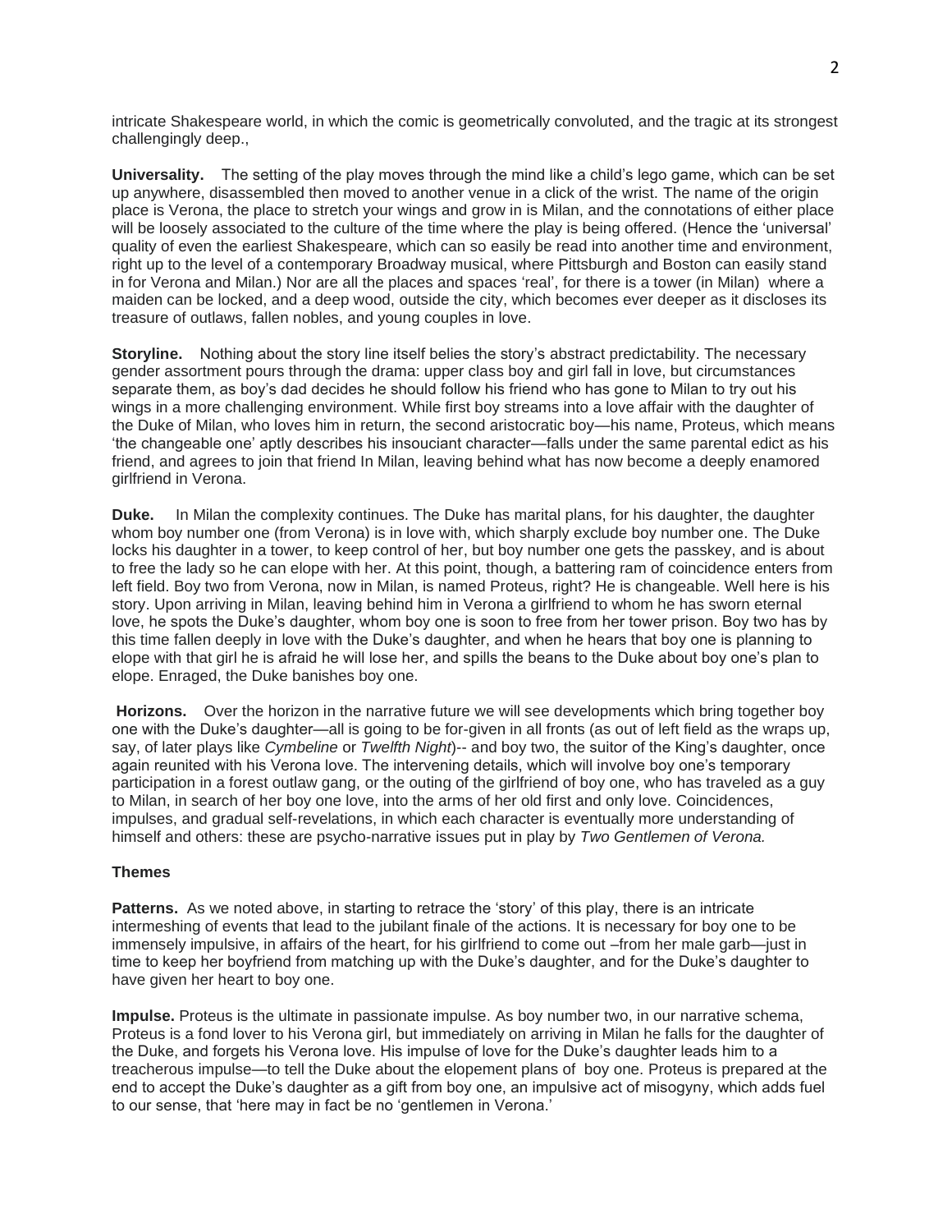intricate Shakespeare world, in which the comic is geometrically convoluted, and the tragic at its strongest challengingly deep.,

**Universality.** The setting of the play moves through the mind like a child's lego game, which can be set up anywhere, disassembled then moved to another venue in a click of the wrist. The name of the origin place is Verona, the place to stretch your wings and grow in is Milan, and the connotations of either place will be loosely associated to the culture of the time where the play is being offered. (Hence the 'universal' quality of even the earliest Shakespeare, which can so easily be read into another time and environment, right up to the level of a contemporary Broadway musical, where Pittsburgh and Boston can easily stand in for Verona and Milan.) Nor are all the places and spaces 'real', for there is a tower (in Milan) where a maiden can be locked, and a deep wood, outside the city, which becomes ever deeper as it discloses its treasure of outlaws, fallen nobles, and young couples in love.

**Storyline.** Nothing about the story line itself belies the story's abstract predictability. The necessary gender assortment pours through the drama: upper class boy and girl fall in love, but circumstances separate them, as boy's dad decides he should follow his friend who has gone to Milan to try out his wings in a more challenging environment. While first boy streams into a love affair with the daughter of the Duke of Milan, who loves him in return, the second aristocratic boy—his name, Proteus, which means 'the changeable one' aptly describes his insouciant character—falls under the same parental edict as his friend, and agrees to join that friend In Milan, leaving behind what has now become a deeply enamored girlfriend in Verona.

**Duke.** In Milan the complexity continues. The Duke has marital plans, for his daughter, the daughter whom boy number one (from Verona) is in love with, which sharply exclude boy number one. The Duke locks his daughter in a tower, to keep control of her, but boy number one gets the passkey, and is about to free the lady so he can elope with her. At this point, though, a battering ram of coincidence enters from left field. Boy two from Verona, now in Milan, is named Proteus, right? He is changeable. Well here is his story. Upon arriving in Milan, leaving behind him in Verona a girlfriend to whom he has sworn eternal love, he spots the Duke's daughter, whom boy one is soon to free from her tower prison. Boy two has by this time fallen deeply in love with the Duke's daughter, and when he hears that boy one is planning to elope with that girl he is afraid he will lose her, and spills the beans to the Duke about boy one's plan to elope. Enraged, the Duke banishes boy one.

**Horizons.** Over the horizon in the narrative future we will see developments which bring together boy one with the Duke's daughter—all is going to be for-given in all fronts (as out of left field as the wraps up, say, of later plays like *Cymbeline* or *Twelfth Night*)-- and boy two, the suitor of the King's daughter, once again reunited with his Verona love. The intervening details, which will involve boy one's temporary participation in a forest outlaw gang, or the outing of the girlfriend of boy one, who has traveled as a guy to Milan, in search of her boy one love, into the arms of her old first and only love. Coincidences, impulses, and gradual self-revelations, in which each character is eventually more understanding of himself and others: these are psycho-narrative issues put in play by *Two Gentlemen of Verona.*

### Themes

**Patterns.** As we noted above, in starting to retrace the 'story' of this play, there is an intricate intermeshing of events that lead to the jubilant finale of the actions. It is necessary for boy one to be immensely impulsive, in affairs of the heart, for his girlfriend to come out –from her male garb—just in time to keep her boyfriend from matching up with the Duke's daughter, and for the Duke's daughter to have given her heart to boy one.

**Impulse.** Proteus is the ultimate in passionate impulse. As boy number two, in our narrative schema, Proteus is a fond lover to his Verona girl, but immediately on arriving in Milan he falls for the daughter of the Duke, and forgets his Verona love. His impulse of love for the Duke's daughter leads him to a treacherous impulse—to tell the Duke about the elopement plans of boy one. Proteus is prepared at the end to accept the Duke's daughter as a gift from boy one, an impulsive act of misogyny, which adds fuel to our sense, that 'here may in fact be no 'gentlemen in Verona.'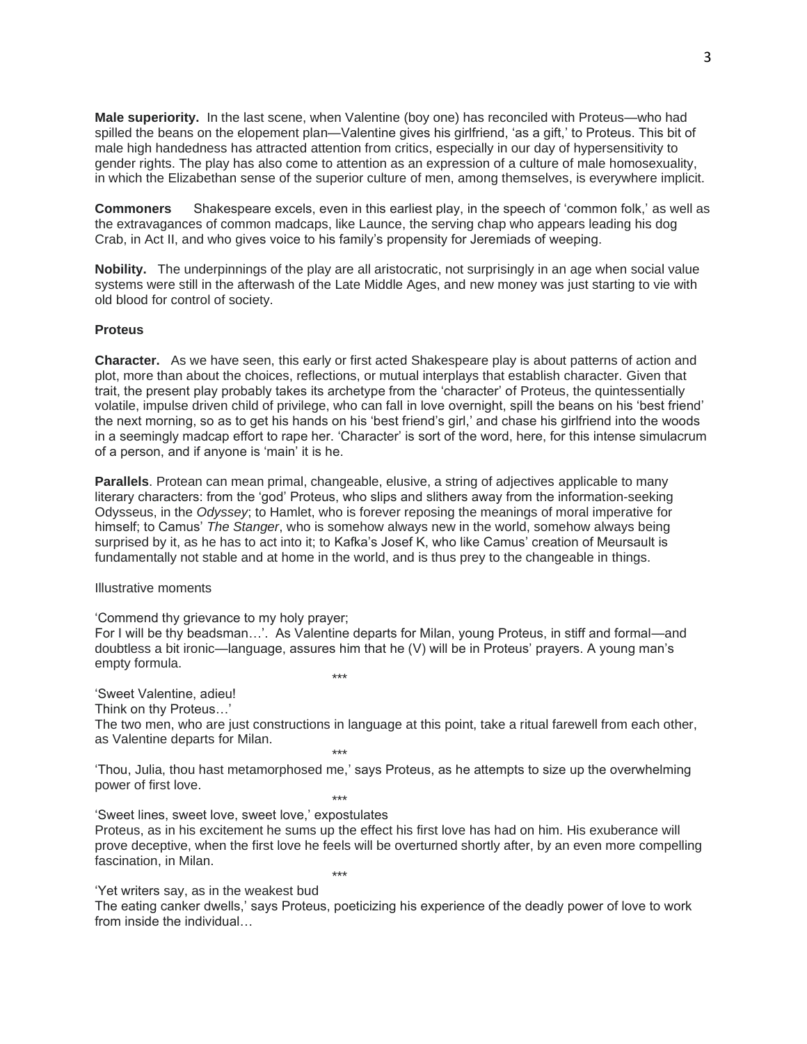**Male superiority.** In the last scene, when Valentine (boy one) has reconciled with Proteus—who had spilled the beans on the elopement plan—Valentine gives his girlfriend, 'as a gift,' to Proteus. This bit of male high handedness has attracted attention from critics, especially in our day of hypersensitivity to gender rights. The play has also come to attention as an expression of a culture of male homosexuality, in which the Elizabethan sense of the superior culture of men, among themselves, is everywhere implicit.

**Commoners** Shakespeare excels, even in this earliest play, in the speech of 'common folk,' as well as the extravagances of common madcaps, like Launce, the serving chap who appears leading his dog Crab, in Act II, and who gives voice to his family's propensity for Jeremiads of weeping.

**Nobility.** The underpinnings of the play are all aristocratic, not surprisingly in an age when social value systems were still in the afterwash of the Late Middle Ages, and new money was just starting to vie with old blood for control of society.

**Proteus**

**Character.** As we have seen, this early or first acted Shakespeare play is about patterns of action and plot, more than about the choices, reflections, or mutual interplays that establish character. Given that trait, the present play probably takes its archetype from the 'character' of Proteus, the quintessentially volatile, impulse driven child of privilege, who can fall in love overnight, spill the beans on his 'best friend' the next morning, so as to get his hands on his 'best friend's girl,' and chase his girlfriend into the woods in a seemingly madcap effort to rape her. 'Character' is sort of the word, here, for this intense simulacrum of a person, and if anyone is 'main' it is he.

**Parallels**. Protean can mean primal, changeable, elusive, a string of adjectives applicable to many literary characters: from the 'god' Proteus, who slips and slithers away from the information-seeking Odysseus, in the *Odyssey*; to Hamlet, who is forever reposing the meanings of moral imperative for himself; to Camus' *The Stanger*, who is somehow always new in the world, somehow always being surprised by it, as he has to act into it; to Kafka's Josef K, who like Camus' creation of Meursault is fundamentally not stable and at home in the world, and is thus prey to the changeable in things.

Illustrative moments

'Commend thy grievance to my holy prayer;
For I will be thy beadsman…'. As Valentine departs for Milan, young Proteus, in stiff and formal—and doubtless a bit ironic—language, assures him that he (V) will be in Proteus' prayers. A young man's empty formula.

\*\*\*

'Sweet Valentine, adieu!
Think on thy Proteus…'
The two men, who are just constructions in language at this point, take a ritual farewell from each other, as Valentine departs for Milan.

\*\*\*

'Thou, Julia, thou hast metamorphosed me,' says Proteus, as he attempts to size up the overwhelming power of first love.

\*\*\*

'Sweet lines, sweet love, sweet love,' expostulates
Proteus, as in his excitement he sums up the effect his first love has had on him. His exuberance will prove deceptive, when the first love he feels will be overturned shortly after, by an even more compelling fascination, in Milan.

\*\*\*

'Yet writers say, as in the weakest bud
The eating canker dwells,' says Proteus, poeticizing his experience of the deadly power of love to work from inside the individual…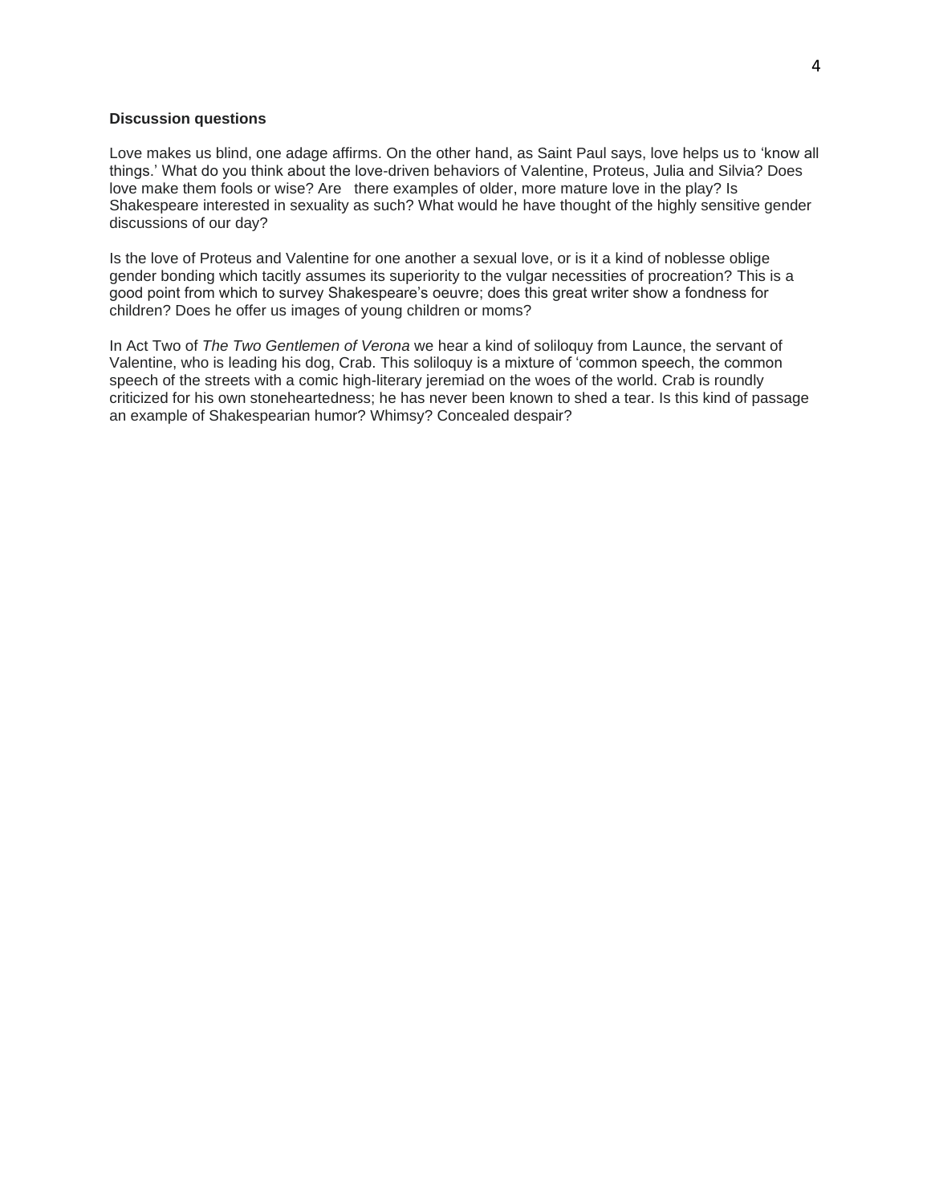**Discussion questions**

Love makes us blind, one adage affirms. On the other hand, as Saint Paul says, love helps us to 'know all things.' What do you think about the love-driven behaviors of Valentine, Proteus, Julia and Silvia? Does love make them fools or wise? Are there examples of older, more mature love in the play? Is Shakespeare interested in sexuality as such? What would he have thought of the highly sensitive gender discussions of our day?

Is the love of Proteus and Valentine for one another a sexual love, or is it a kind of noblesse oblige gender bonding which tacitly assumes its superiority to the vulgar necessities of procreation? This is a good point from which to survey Shakespeare's oeuvre; does this great writer show a fondness for children? Does he offer us images of young children or moms?

In Act Two of *The Two Gentlemen of Verona* we hear a kind of soliloquy from Launce, the servant of Valentine, who is leading his dog, Crab. This soliloquy is a mixture of 'common speech, the common speech of the streets with a comic high-literary jeremiad on the woes of the world. Crab is roundly criticized for his own stoneheartedness; he has never been known to shed a tear. Is this kind of passage an example of Shakespearian humor? Whimsy? Concealed despair?